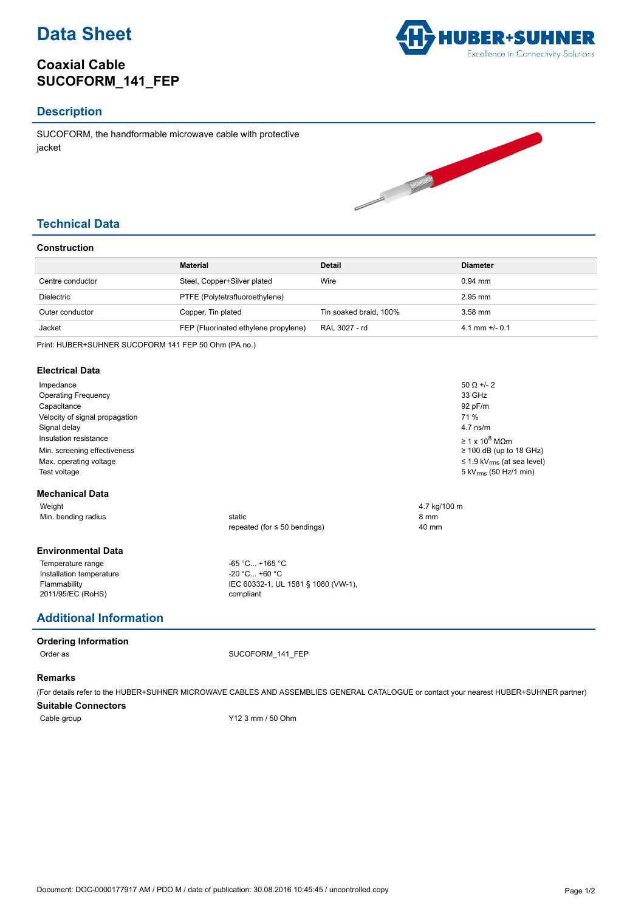# Data Sheet

## Coaxial Cable SUCOFORM_141_FEP

## Description

SUCOFORM, the handformable microwave cable with protective jacket

## Technical Data

### Construction

| | Material | Detail | Diameter |
|---|---|---|---|
| Centre conductor | Steel, Copper+Silver plated | Wire | 0.94 mm |
| Dielectric | PTFE (Polytetrafluoroethylene) | | 2.95 mm |
| Outer conductor | Copper, Tin plated | Tin soaked braid, 100% | 3.58 mm |
| Jacket | FEP (Fluorinated ethylene propylene) | RAL 3027 - rd | 4.1 mm +/- 0.1 |

Print: HUBER+SUHNER SUCOFORM 141 FEP 50 Ohm (PA no.)

### Electrical Data

| | |
|---|---|
| Impedance | 50 Ω +/- 2 |
| Operating Frequency | 33 GHz |
| Capacitance | 92 pF/m |
| Velocity of signal propagation | 71 % |
| Signal delay | 4.7 ns/m |
| Insulation resistance | ≥ 1 x $10^8$ MΩm |
| Min. screening effectiveness | ≥ 100 dB (up to 18 GHz) |
| Max. operating voltage | ≤ 1.9 $kV_{rms}$ (at sea level) |
| Test voltage | 5 $kV_{rms}$ (50 Hz/1 min) |

### Mechanical Data

| | | |
|---|---|---|
| Weight | | 4.7 kg/100 m |
| Min. bending radius | static | 8 mm |
| | repeated (for ≤ 50 bendings) | 40 mm |

### Environmental Data

| | |
|---|---|
| Temperature range | -65 °C... +165 °C |
| Installation temperature | -20 °C... +60 °C |
| Flammability | IEC 60332-1, UL 1581 § 1080 (VW-1), |
| 2011/95/EC (RoHS) | compliant |

## Additional Information

### Ordering Information

Order as SUCOFORM_141_FEP

### Remarks

(For details refer to the HUBER+SUHNER MICROWAVE CABLES AND ASSEMBLIES GENERAL CATALOGUE or contact your nearest HUBER+SUHNER partner)

### Suitable Connectors

Cable group Y12 3 mm / 50 Ohm

Document: DOC-0000177917 AM / PDO M / date of publication: 30.08.2016 10:45:45 / uncontrolled copy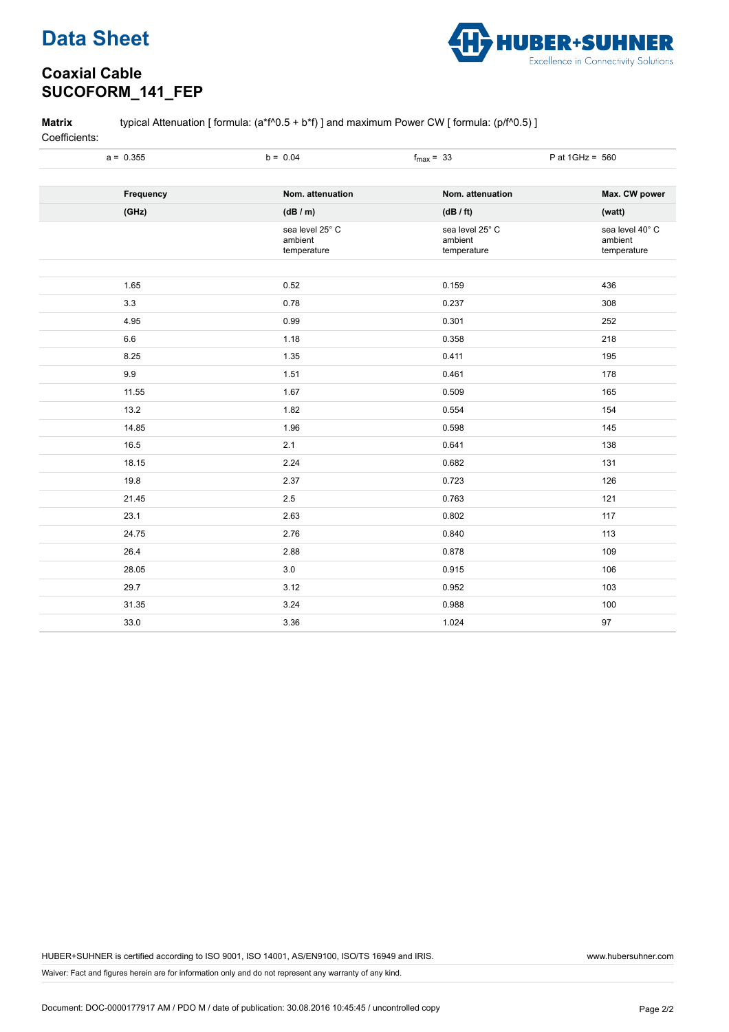# Data Sheet

## Coaxial Cable
## SUCOFORM_141_FEP

**Matrix** typical Attenuation [ formula: (a*f^0.5 + b*f) ] and maximum Power CW [ formula: (p/f^0.5) ]

Coefficients:

| | | | |
|---|---|---|---|
| a = 0.355 | b = 0.04 | $f_{max}$ = 33 | P at 1GHz = 560 |

| Frequency (GHz) | Nom. attenuation (dB / m) sea level 25° C ambient temperature | Nom. attenuation (dB / ft) sea level 25° C ambient temperature | Max. CW power (watt) sea level 40° C ambient temperature |
|---|---|---|---|
| 1.65 | 0.52 | 0.159 | 436 |
| 3.3 | 0.78 | 0.237 | 308 |
| 4.95 | 0.99 | 0.301 | 252 |
| 6.6 | 1.18 | 0.358 | 218 |
| 8.25 | 1.35 | 0.411 | 195 |
| 9.9 | 1.51 | 0.461 | 178 |
| 11.55 | 1.67 | 0.509 | 165 |
| 13.2 | 1.82 | 0.554 | 154 |
| 14.85 | 1.96 | 0.598 | 145 |
| 16.5 | 2.1 | 0.641 | 138 |
| 18.15 | 2.24 | 0.682 | 131 |
| 19.8 | 2.37 | 0.723 | 126 |
| 21.45 | 2.5 | 0.763 | 121 |
| 23.1 | 2.63 | 0.802 | 117 |
| 24.75 | 2.76 | 0.840 | 113 |
| 26.4 | 2.88 | 0.878 | 109 |
| 28.05 | 3.0 | 0.915 | 106 |
| 29.7 | 3.12 | 0.952 | 103 |
| 31.35 | 3.24 | 0.988 | 100 |
| 33.0 | 3.36 | 1.024 | 97 |

HUBER+SUHNER is certified according to ISO 9001, ISO 14001, AS/EN9100, ISO/TS 16949 and IRIS. www.hubersuhner.com

Waiver: Fact and figures herein are for information only and do not represent any warranty of any kind.

Document: DOC-0000177917 AM / PDO M / date of publication: 30.08.2016 10:45:45 / uncontrolled copy